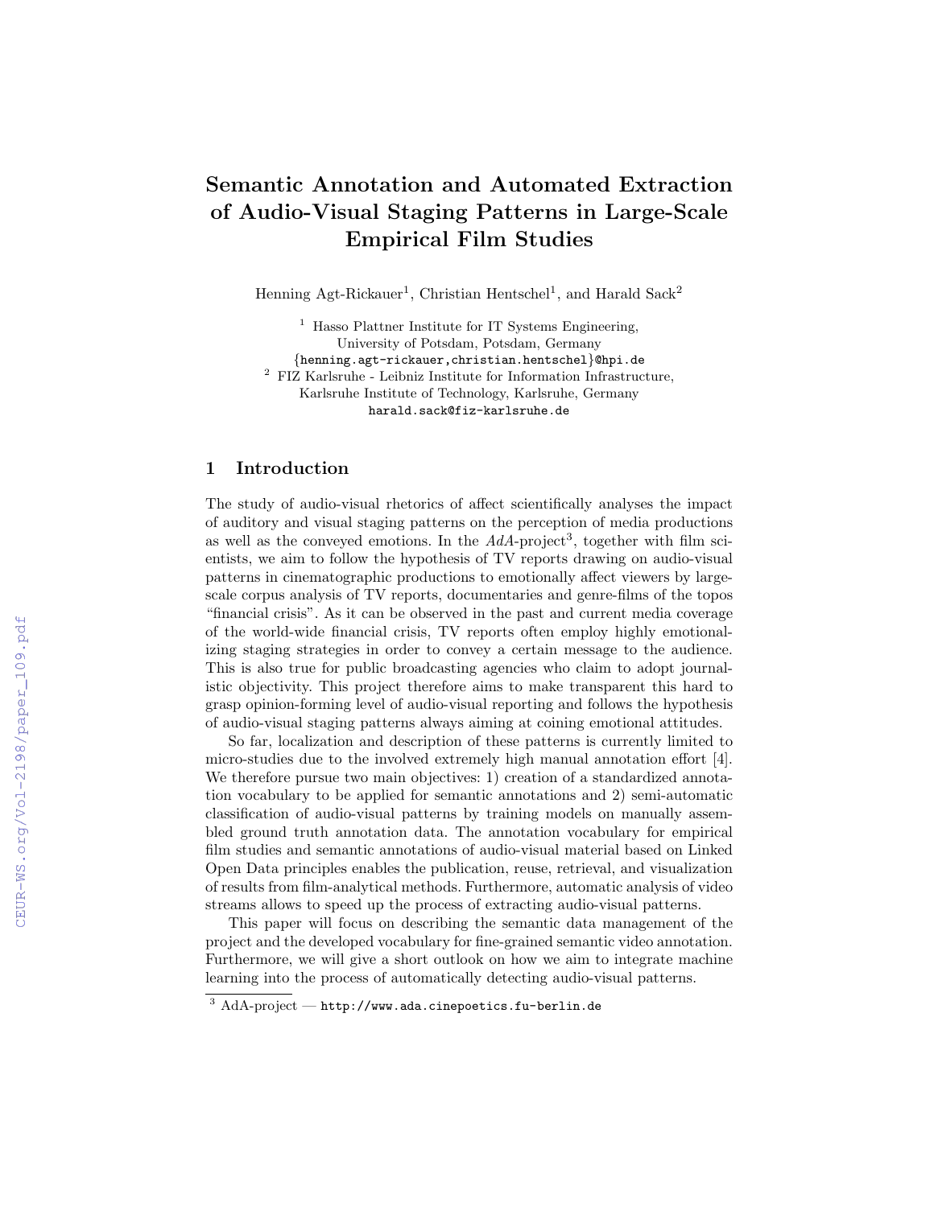# Semantic Annotation and Automated Extraction of Audio-Visual Staging Patterns in Large-Scale Empirical Film Studies

Henning Agt-Rickauer[1], Christian Hentschel[1], and Harald Sack[2]

[1] Hasso Plattner Institute for IT Systems Engineering, University of Potsdam, Potsdam, Germany
{henning.agt-rickauer,christian.hentschel}@hpi.de

[2] FIZ Karlsruhe - Leibniz Institute for Information Infrastructure, Karlsruhe Institute of Technology, Karlsruhe, Germany
harald.sack@fiz-karlsruhe.de

## 1 Introduction

The study of audio-visual rhetorics of affect scientifically analyses the impact of auditory and visual staging patterns on the perception of media productions as well as the conveyed emotions. In the *AdA*-project[3], together with film scientists, we aim to follow the hypothesis of TV reports drawing on audio-visual patterns in cinematographic productions to emotionally affect viewers by large-scale corpus analysis of TV reports, documentaries and genre-films of the topos "financial crisis". As it can be observed in the past and current media coverage of the world-wide financial crisis, TV reports often employ highly emotionalizing staging strategies in order to convey a certain message to the audience. This is also true for public broadcasting agencies who claim to adopt journalistic objectivity. This project therefore aims to make transparent this hard to grasp opinion-forming level of audio-visual reporting and follows the hypothesis of audio-visual staging patterns always aiming at coining emotional attitudes.

So far, localization and description of these patterns is currently limited to micro-studies due to the involved extremely high manual annotation effort [4]. We therefore pursue two main objectives: 1) creation of a standardized annotation vocabulary to be applied for semantic annotations and 2) semi-automatic classification of audio-visual patterns by training models on manually assembled ground truth annotation data. The annotation vocabulary for empirical film studies and semantic annotations of audio-visual material based on Linked Open Data principles enables the publication, reuse, retrieval, and visualization of results from film-analytical methods. Furthermore, automatic analysis of video streams allows to speed up the process of extracting audio-visual patterns.

This paper will focus on describing the semantic data management of the project and the developed vocabulary for fine-grained semantic video annotation. Furthermore, we will give a short outlook on how we aim to integrate machine learning into the process of automatically detecting audio-visual patterns.

[3] AdA-project — http://www.ada.cinepoetics.fu-berlin.de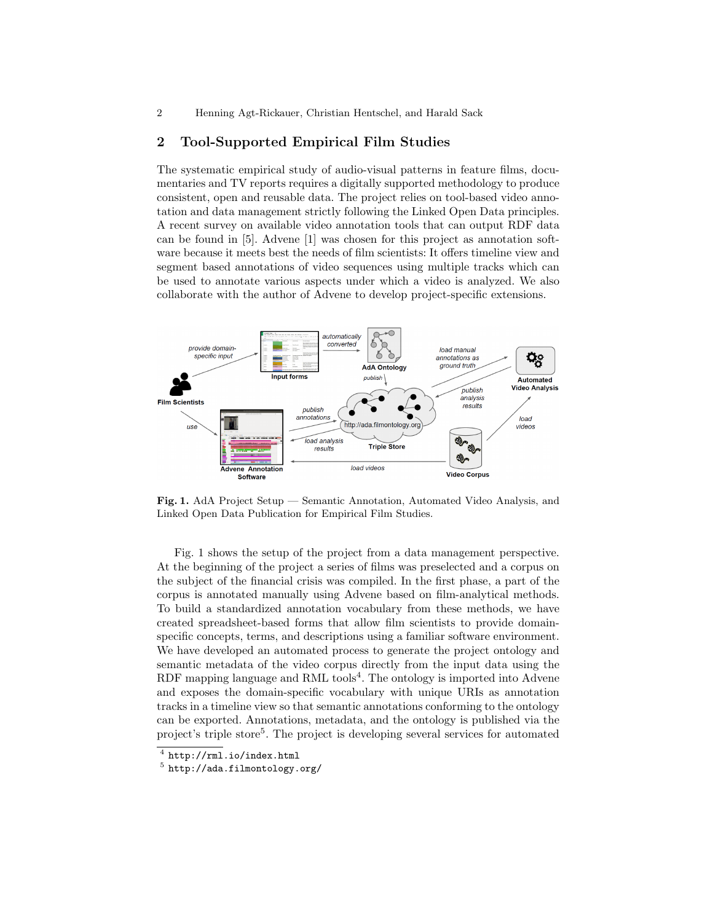## 2 Tool-Supported Empirical Film Studies

The systematic empirical study of audio-visual patterns in feature films, documentaries and TV reports requires a digitally supported methodology to produce consistent, open and reusable data. The project relies on tool-based video annotation and data management strictly following the Linked Open Data principles. A recent survey on available video annotation tools that can output RDF data can be found in [5]. Advene [1] was chosen for this project as annotation software because it meets best the needs of film scientists: It offers timeline view and segment based annotations of video sequences using multiple tracks which can be used to annotate various aspects under which a video is analyzed. We also collaborate with the author of Advene to develop project-specific extensions.

**Fig. 1.** AdA Project Setup — Semantic Annotation, Automated Video Analysis, and Linked Open Data Publication for Empirical Film Studies.

Fig. 1 shows the setup of the project from a data management perspective. At the beginning of the project a series of films was preselected and a corpus on the subject of the financial crisis was compiled. In the first phase, a part of the corpus is annotated manually using Advene based on film-analytical methods. To build a standardized annotation vocabulary from these methods, we have created spreadsheet-based forms that allow film scientists to provide domain-specific concepts, terms, and descriptions using a familiar software environment. We have developed an automated process to generate the project ontology and semantic metadata of the video corpus directly from the input data using the RDF mapping language and RML tools[4]. The ontology is imported into Advene and exposes the domain-specific vocabulary with unique URIs as annotation tracks in a timeline view so that semantic annotations conforming to the ontology can be exported. Annotations, metadata, and the ontology is published via the project's triple store[5]. The project is developing several services for automated

[4] http://rml.io/index.html

[5] http://ada.filmontology.org/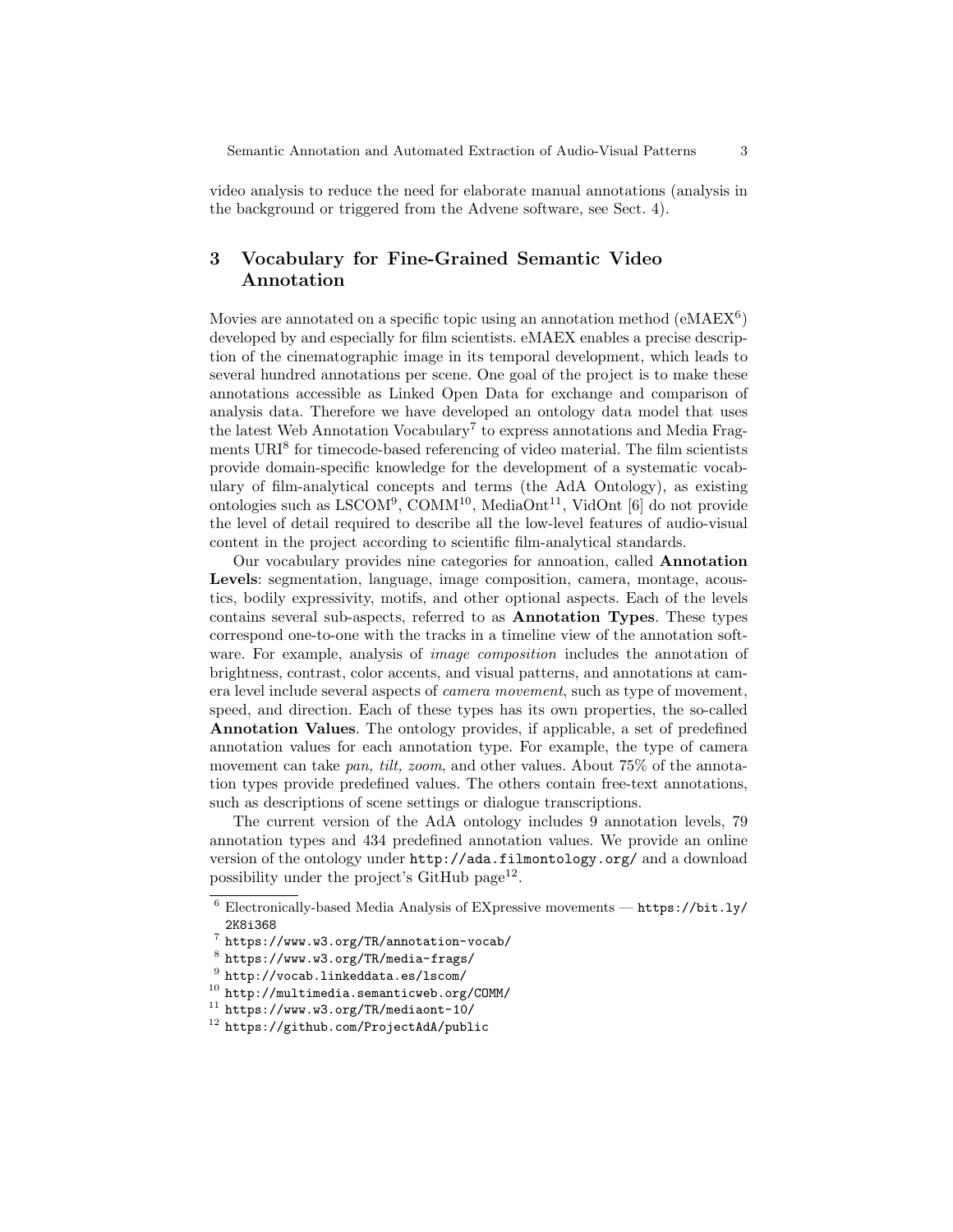video analysis to reduce the need for elaborate manual annotations (analysis in the background or triggered from the Advene software, see Sect. 4).

## 3 Vocabulary for Fine-Grained Semantic Video Annotation

Movies are annotated on a specific topic using an annotation method (eMAEX[6]) developed by and especially for film scientists. eMAEX enables a precise description of the cinematographic image in its temporal development, which leads to several hundred annotations per scene. One goal of the project is to make these annotations accessible as Linked Open Data for exchange and comparison of analysis data. Therefore we have developed an ontology data model that uses the latest Web Annotation Vocabulary[7] to express annotations and Media Fragments URI[8] for timecode-based referencing of video material. The film scientists provide domain-specific knowledge for the development of a systematic vocabulary of film-analytical concepts and terms (the AdA Ontology), as existing ontologies such as LSCOM[9], COMM[10], MediaOnt[11], VidOnt [6] do not provide the level of detail required to describe all the low-level features of audio-visual content in the project according to scientific film-analytical standards.

Our vocabulary provides nine categories for annoation, called **Annotation Levels**: segmentation, language, image composition, camera, montage, acoustics, bodily expressivity, motifs, and other optional aspects. Each of the levels contains several sub-aspects, referred to as **Annotation Types**. These types correspond one-to-one with the tracks in a timeline view of the annotation software. For example, analysis of *image composition* includes the annotation of brightness, contrast, color accents, and visual patterns, and annotations at camera level include several aspects of *camera movement*, such as type of movement, speed, and direction. Each of these types has its own properties, the so-called **Annotation Values**. The ontology provides, if applicable, a set of predefined annotation values for each annotation type. For example, the type of camera movement can take *pan, tilt, zoom*, and other values. About 75% of the annotation types provide predefined values. The others contain free-text annotations, such as descriptions of scene settings or dialogue transcriptions.

The current version of the AdA ontology includes 9 annotation levels, 79 annotation types and 434 predefined annotation values. We provide an online version of the ontology under `http://ada.filmontology.org/` and a download possibility under the project's GitHub page[12].

---

[6] Electronically-based Media Analysis of EXpressive movements — `https://bit.ly/2K8i368`

[7] `https://www.w3.org/TR/annotation-vocab/`

[8] `https://www.w3.org/TR/media-frags/`

[9] `http://vocab.linkeddata.es/lscom/`

[10] `http://multimedia.semanticweb.org/COMM/`

[11] `https://www.w3.org/TR/mediaont-10/`

[12] `https://github.com/ProjectAdA/public`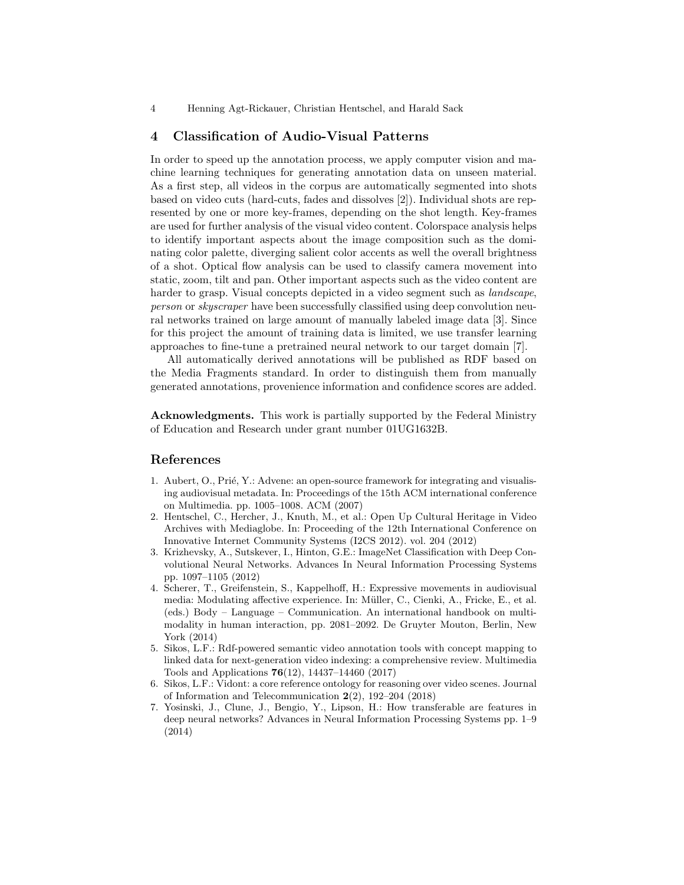## 4 Classification of Audio-Visual Patterns

In order to speed up the annotation process, we apply computer vision and machine learning techniques for generating annotation data on unseen material. As a first step, all videos in the corpus are automatically segmented into shots based on video cuts (hard-cuts, fades and dissolves [2]). Individual shots are represented by one or more key-frames, depending on the shot length. Key-frames are used for further analysis of the visual video content. Colorspace analysis helps to identify important aspects about the image composition such as the dominating color palette, diverging salient color accents as well the overall brightness of a shot. Optical flow analysis can be used to classify camera movement into static, zoom, tilt and pan. Other important aspects such as the video content are harder to grasp. Visual concepts depicted in a video segment such as *landscape*, *person* or *skyscraper* have been successfully classified using deep convolution neural networks trained on large amount of manually labeled image data [3]. Since for this project the amount of training data is limited, we use transfer learning approaches to fine-tune a pretrained neural network to our target domain [7].

All automatically derived annotations will be published as RDF based on the Media Fragments standard. In order to distinguish them from manually generated annotations, provenience information and confidence scores are added.

**Acknowledgments.** This work is partially supported by the Federal Ministry of Education and Research under grant number 01UG1632B.

## References

1. Aubert, O., Prié, Y.: Advene: an open-source framework for integrating and visualising audiovisual metadata. In: Proceedings of the 15th ACM international conference on Multimedia. pp. 1005–1008. ACM (2007)
2. Hentschel, C., Hercher, J., Knuth, M., et al.: Open Up Cultural Heritage in Video Archives with Mediaglobe. In: Proceeding of the 12th International Conference on Innovative Internet Community Systems (I2CS 2012). vol. 204 (2012)
3. Krizhevsky, A., Sutskever, I., Hinton, G.E.: ImageNet Classification with Deep Convolutional Neural Networks. Advances In Neural Information Processing Systems pp. 1097–1105 (2012)
4. Scherer, T., Greifenstein, S., Kappelhoff, H.: Expressive movements in audiovisual media: Modulating affective experience. In: Müller, C., Cienki, A., Fricke, E., et al. (eds.) Body – Language – Communication. An international handbook on multimodality in human interaction, pp. 2081–2092. De Gruyter Mouton, Berlin, New York (2014)
5. Sikos, L.F.: Rdf-powered semantic video annotation tools with concept mapping to linked data for next-generation video indexing: a comprehensive review. Multimedia Tools and Applications **76**(12), 14437–14460 (2017)
6. Sikos, L.F.: Vidont: a core reference ontology for reasoning over video scenes. Journal of Information and Telecommunication **2**(2), 192–204 (2018)
7. Yosinski, J., Clune, J., Bengio, Y., Lipson, H.: How transferable are features in deep neural networks? Advances in Neural Information Processing Systems pp. 1–9 (2014)